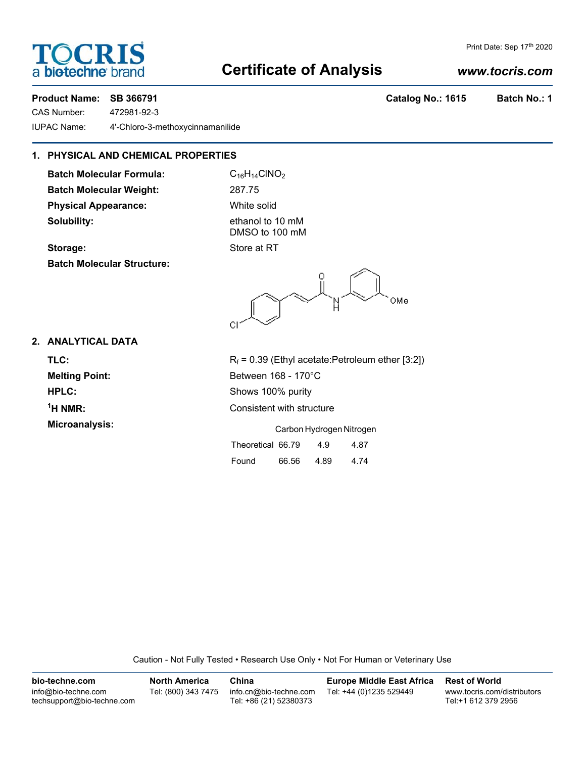# TOCRIS a biotechne brand

# Certificate of Analysis

Print Date: Sep 17th 2020

www.tocris.com

**Product Name: SB 366791** **Catalog No.: 1615** **Batch No.: 1**

CAS Number: 472981-92-3

IUPAC Name: 4'-Chloro-3-methoxycinnamanilide

## 1. PHYSICAL AND CHEMICAL PROPERTIES

**Batch Molecular Formula:** $C_{16}H_{14}ClNO_2$

**Batch Molecular Weight:** 287.75

**Physical Appearance:** White solid

**Solubility:** ethanol to 10 mM
DMSO to 100 mM

**Storage:** Store at RT

**Batch Molecular Structure:**

## 2. ANALYTICAL DATA

**TLC:** $R_f$ = 0.39 (Ethyl acetate:Petroleum ether [3:2])

**Melting Point:** Between 168 - 170°C

**HPLC:** Shows 100% purity

**$^1$H NMR:** Consistent with structure

**Microanalysis:**

| | Carbon | Hydrogen | Nitrogen |
|---|---|---|---|
| Theoretical | 66.79 | 4.9 | 4.87 |
| Found | 66.56 | 4.89 | 4.74 |

Caution - Not Fully Tested • Research Use Only • Not For Human or Veterinary Use

**bio-techne.com**
info@bio-techne.com
techsupport@bio-techne.com

**North America**
Tel: (800) 343 7475

**China**
info.cn@bio-techne.com
Tel: +86 (21) 52380373

**Europe Middle East Africa**
Tel: +44 (0)1235 529449

**Rest of World**
www.tocris.com/distributors
Tel:+1 612 379 2956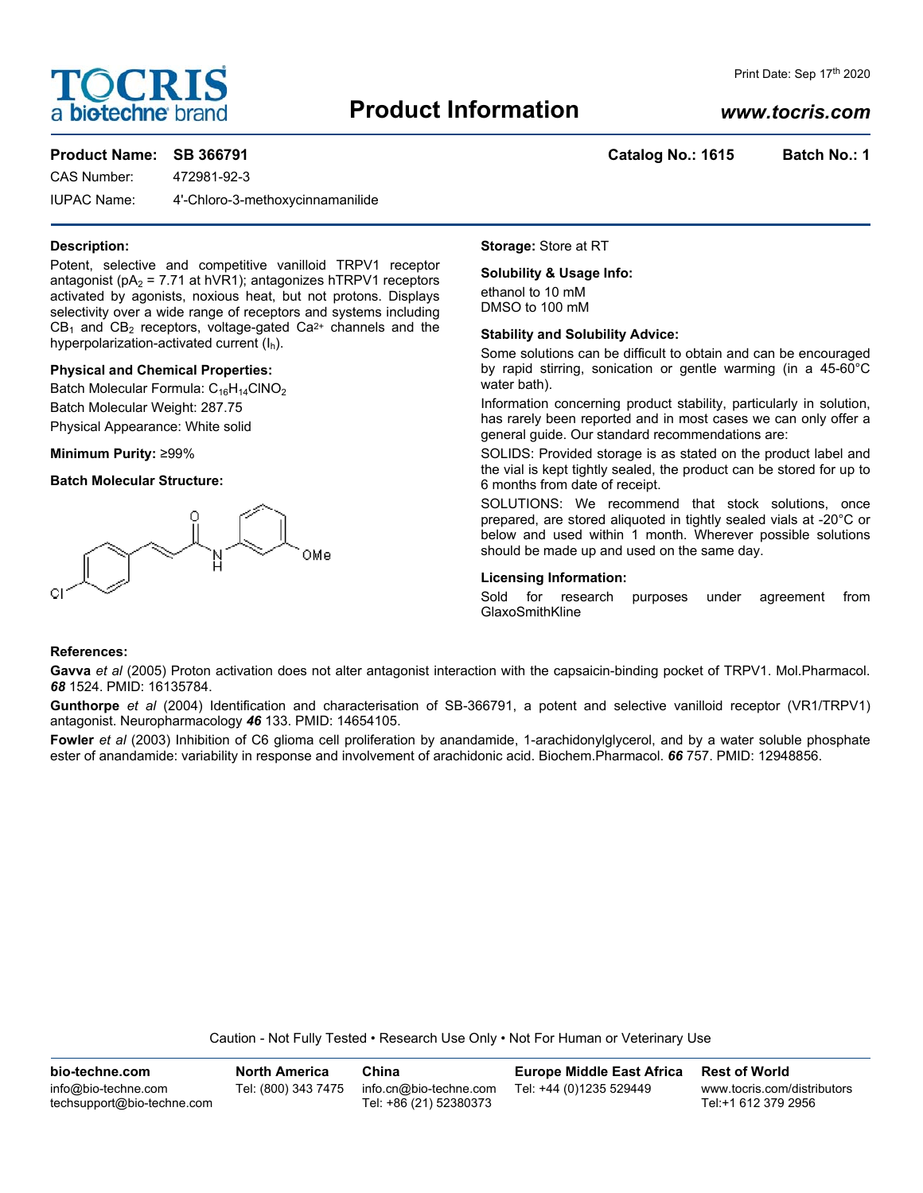# TOCRIS a biotechne brand

# Product Information

*www.tocris.com*

**Product Name: SB 366791** **Catalog No.: 1615** **Batch No.: 1**

CAS Number: 472981-92-3

IUPAC Name: 4'-Chloro-3-methoxycinnamanilide

### Description:

Potent, selective and competitive vanilloid TRPV1 receptor antagonist ($pA_2$ = 7.71 at hVR1); antagonizes hTRPV1 receptors activated by agonists, noxious heat, but not protons. Displays selectivity over a wide range of receptors and systems including $CB_1$ and $CB_2$ receptors, voltage-gated $Ca^{2+}$ channels and the hyperpolarization-activated current ($I_h$).

### Physical and Chemical Properties:

Batch Molecular Formula: $C_{16}H_{14}ClNO_2$

Batch Molecular Weight: 287.75

Physical Appearance: White solid

**Minimum Purity:** ≥99%

### Batch Molecular Structure:

O

N
H

OMe

Cl

**Storage:** Store at RT

### Solubility & Usage Info:

ethanol to 10 mM
DMSO to 100 mM

### Stability and Solubility Advice:

Some solutions can be difficult to obtain and can be encouraged by rapid stirring, sonication or gentle warming (in a 45-60°C water bath).

Information concerning product stability, particularly in solution, has rarely been reported and in most cases we can only offer a general guide. Our standard recommendations are:

SOLIDS: Provided storage is as stated on the product label and the vial is kept tightly sealed, the product can be stored for up to 6 months from date of receipt.

SOLUTIONS: We recommend that stock solutions, once prepared, are stored aliquoted in tightly sealed vials at -20°C or below and used within 1 month. Wherever possible solutions should be made up and used on the same day.

### Licensing Information:

Sold for research purposes under agreement from GlaxoSmithKline

### References:

**Gavva** *et al* (2005) Proton activation does not alter antagonist interaction with the capsaicin-binding pocket of TRPV1. Mol.Pharmacol. ***68*** 1524. PMID: 16135784.

**Gunthorpe** *et al* (2004) Identification and characterisation of SB-366791, a potent and selective vanilloid receptor (VR1/TRPV1) antagonist. Neuropharmacology ***46*** 133. PMID: 14654105.

**Fowler** *et al* (2003) Inhibition of C6 glioma cell proliferation by anandamide, 1-arachidonylglycerol, and by a water soluble phosphate ester of anandamide: variability in response and involvement of arachidonic acid. Biochem.Pharmacol. ***66*** 757. PMID: 12948856.

Caution - Not Fully Tested • Research Use Only • Not For Human or Veterinary Use

| bio-techne.com | North America | China | Europe Middle East Africa | Rest of World |
|---|---|---|---|---|
| info@bio-techne.com<br>techsupport@bio-techne.com | Tel: (800) 343 7475 | info.cn@bio-techne.com<br>Tel: +86 (21) 52380373 | Tel: +44 (0)1235 529449 | www.tocris.com/distributors<br>Tel:+1 612 379 2956 |